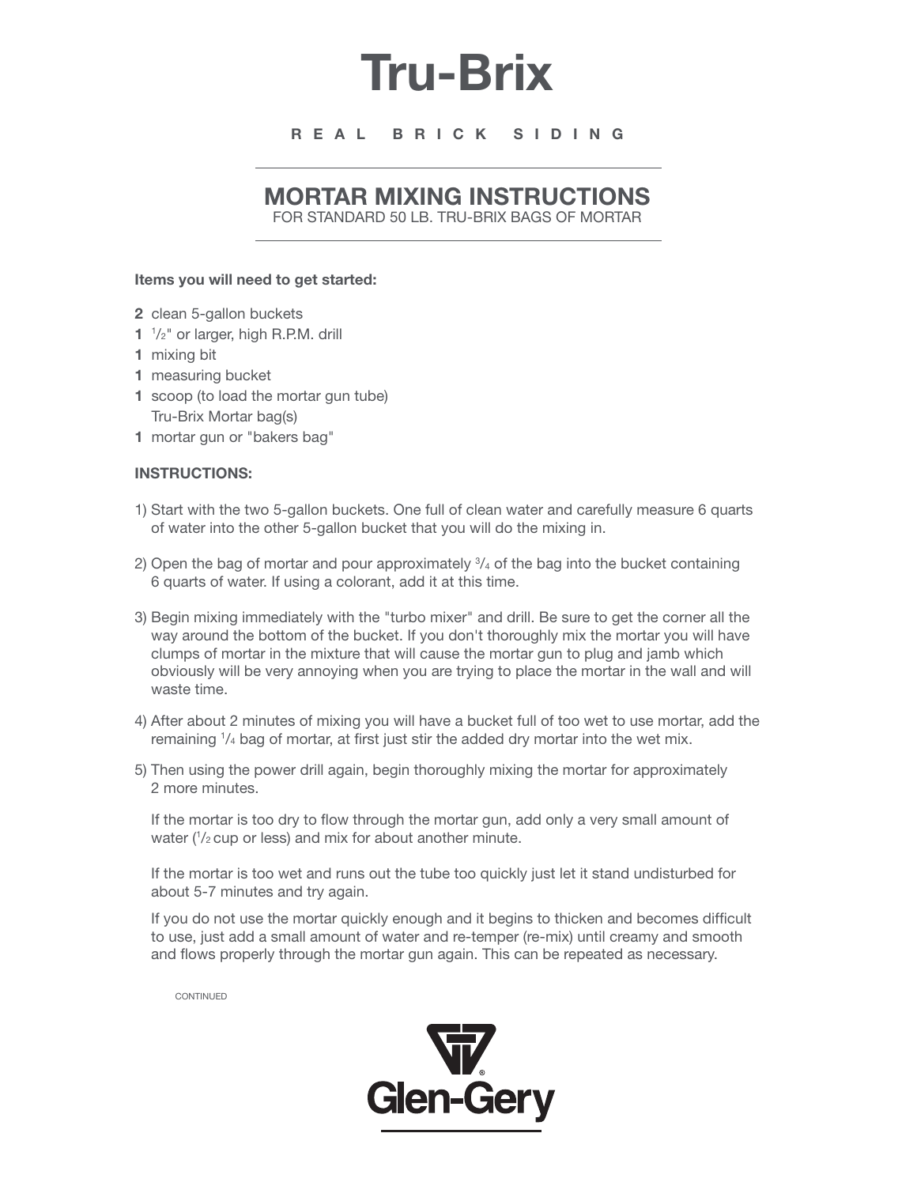# Tru-Brix

REAL BRICK SIDING

## MORTAR MIXING INSTRUCTIONS

FOR STANDARD 50 LB. TRU-BRIX BAGS OF MORTAR

**Items you will need to get started:**

- **2** clean 5-gallon buckets
- **1** 1/2" or larger, high R.P.M. drill
- **1** mixing bit
- **1** measuring bucket
- **1** scoop (to load the mortar gun tube)
- Tru-Brix Mortar bag(s)
- **1** mortar gun or "bakers bag"

**INSTRUCTIONS:**

1) Start with the two 5-gallon buckets. One full of clean water and carefully measure 6 quarts of water into the other 5-gallon bucket that you will do the mixing in.

2) Open the bag of mortar and pour approximately 3/4 of the bag into the bucket containing 6 quarts of water. If using a colorant, add it at this time.

3) Begin mixing immediately with the "turbo mixer" and drill. Be sure to get the corner all the way around the bottom of the bucket. If you don't thoroughly mix the mortar you will have clumps of mortar in the mixture that will cause the mortar gun to plug and jamb which obviously will be very annoying when you are trying to place the mortar in the wall and will waste time.

4) After about 2 minutes of mixing you will have a bucket full of too wet to use mortar, add the remaining 1/4 bag of mortar, at first just stir the added dry mortar into the wet mix.

5) Then using the power drill again, begin thoroughly mixing the mortar for approximately 2 more minutes.

   If the mortar is too dry to flow through the mortar gun, add only a very small amount of water (1/2 cup or less) and mix for about another minute.

   If the mortar is too wet and runs out the tube too quickly just let it stand undisturbed for about 5-7 minutes and try again.

   If you do not use the mortar quickly enough and it begins to thicken and becomes difficult to use, just add a small amount of water and re-temper (re-mix) until creamy and smooth and flows properly through the mortar gun again. This can be repeated as necessary.

CONTINUED

Glen-Gery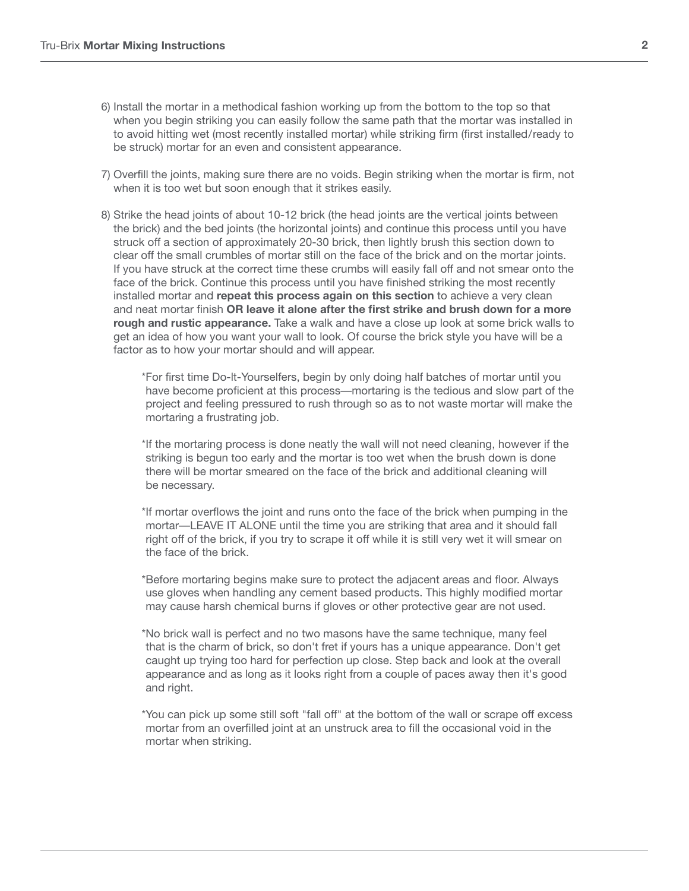6) Install the mortar in a methodical fashion working up from the bottom to the top so that when you begin striking you can easily follow the same path that the mortar was installed in to avoid hitting wet (most recently installed mortar) while striking firm (first installed/ready to be struck) mortar for an even and consistent appearance.

7) Overfill the joints, making sure there are no voids. Begin striking when the mortar is firm, not when it is too wet but soon enough that it strikes easily.

8) Strike the head joints of about 10-12 brick (the head joints are the vertical joints between the brick) and the bed joints (the horizontal joints) and continue this process until you have struck off a section of approximately 20-30 brick, then lightly brush this section down to clear off the small crumbles of mortar still on the face of the brick and on the mortar joints. If you have struck at the correct time these crumbs will easily fall off and not smear onto the face of the brick. Continue this process until you have finished striking the most recently installed mortar and **repeat this process again on this section** to achieve a very clean and neat mortar finish **OR leave it alone after the first strike and brush down for a more rough and rustic appearance.** Take a walk and have a close up look at some brick walls to get an idea of how you want your wall to look. Of course the brick style you have will be a factor as to how your mortar should and will appear.

   *For first time Do-It-Yourselfers, begin by only doing half batches of mortar until you have become proficient at this process—mortaring is the tedious and slow part of the project and feeling pressured to rush through so as to not waste mortar will make the mortaring a frustrating job.

   *If the mortaring process is done neatly the wall will not need cleaning, however if the striking is begun too early and the mortar is too wet when the brush down is done there will be mortar smeared on the face of the brick and additional cleaning will be necessary.

   *If mortar overflows the joint and runs onto the face of the brick when pumping in the mortar—LEAVE IT ALONE until the time you are striking that area and it should fall right off of the brick, if you try to scrape it off while it is still very wet it will smear on the face of the brick.

   *Before mortaring begins make sure to protect the adjacent areas and floor. Always use gloves when handling any cement based products. This highly modified mortar may cause harsh chemical burns if gloves or other protective gear are not used.

   *No brick wall is perfect and no two masons have the same technique, many feel that is the charm of brick, so don't fret if yours has a unique appearance. Don't get caught up trying too hard for perfection up close. Step back and look at the overall appearance and as long as it looks right from a couple of paces away then it's good and right.

   *You can pick up some still soft "fall off" at the bottom of the wall or scrape off excess mortar from an overfilled joint at an unstruck area to fill the occasional void in the mortar when striking.